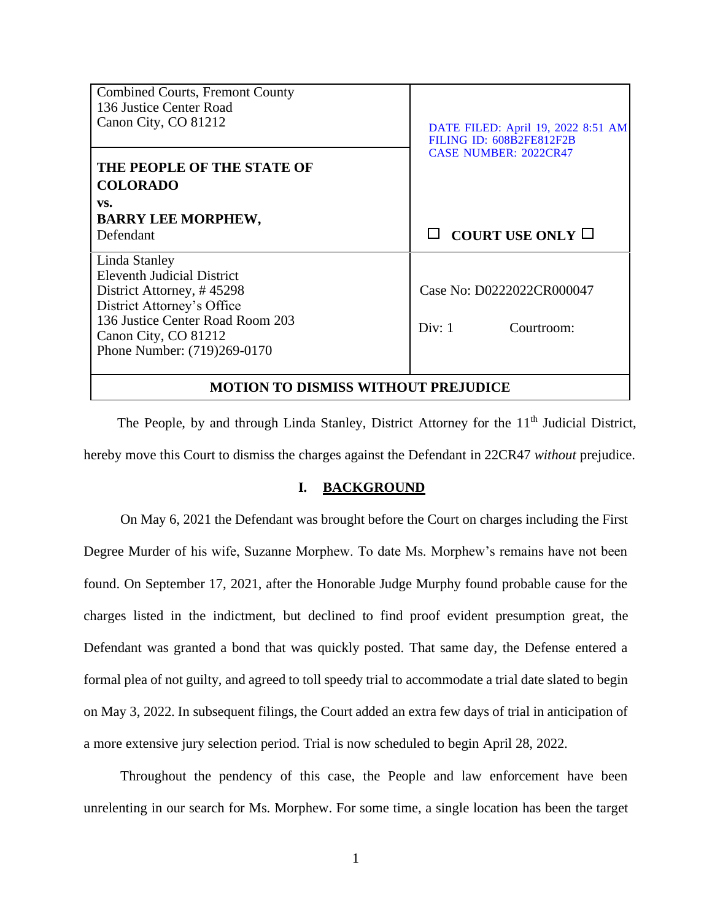| | |
|---|---|
| Combined Courts, Fremont County<br>136 Justice Center Road<br>Canon City, CO 81212 | DATE FILED: April 19, 2022 8:51 AM<br>FILING ID: 608B2FE812F2B<br>CASE NUMBER: 2022CR47 |
| **THE PEOPLE OF THE STATE OF COLORADO**<br>**vs.**<br>**BARRY LEE MORPHEW,**<br>Defendant | ☐ **COURT USE ONLY** ☐ |
| Linda Stanley<br>Eleventh Judicial District<br>District Attorney, # 45298<br>District Attorney's Office<br>136 Justice Center Road Room 203<br>Canon City, CO 81212<br>Phone Number: (719)269-0170 | Case No: D0222022CR000047<br><br>Div: 1 Courtroom: |

**MOTION TO DISMISS WITHOUT PREJUDICE**

The People, by and through Linda Stanley, District Attorney for the 11th Judicial District, hereby move this Court to dismiss the charges against the Defendant in 22CR47 *without* prejudice.

## I. BACKGROUND

On May 6, 2021 the Defendant was brought before the Court on charges including the First Degree Murder of his wife, Suzanne Morphew. To date Ms. Morphew's remains have not been found. On September 17, 2021, after the Honorable Judge Murphy found probable cause for the charges listed in the indictment, but declined to find proof evident presumption great, the Defendant was granted a bond that was quickly posted. That same day, the Defense entered a formal plea of not guilty, and agreed to toll speedy trial to accommodate a trial date slated to begin on May 3, 2022. In subsequent filings, the Court added an extra few days of trial in anticipation of a more extensive jury selection period. Trial is now scheduled to begin April 28, 2022.

Throughout the pendency of this case, the People and law enforcement have been unrelenting in our search for Ms. Morphew. For some time, a single location has been the target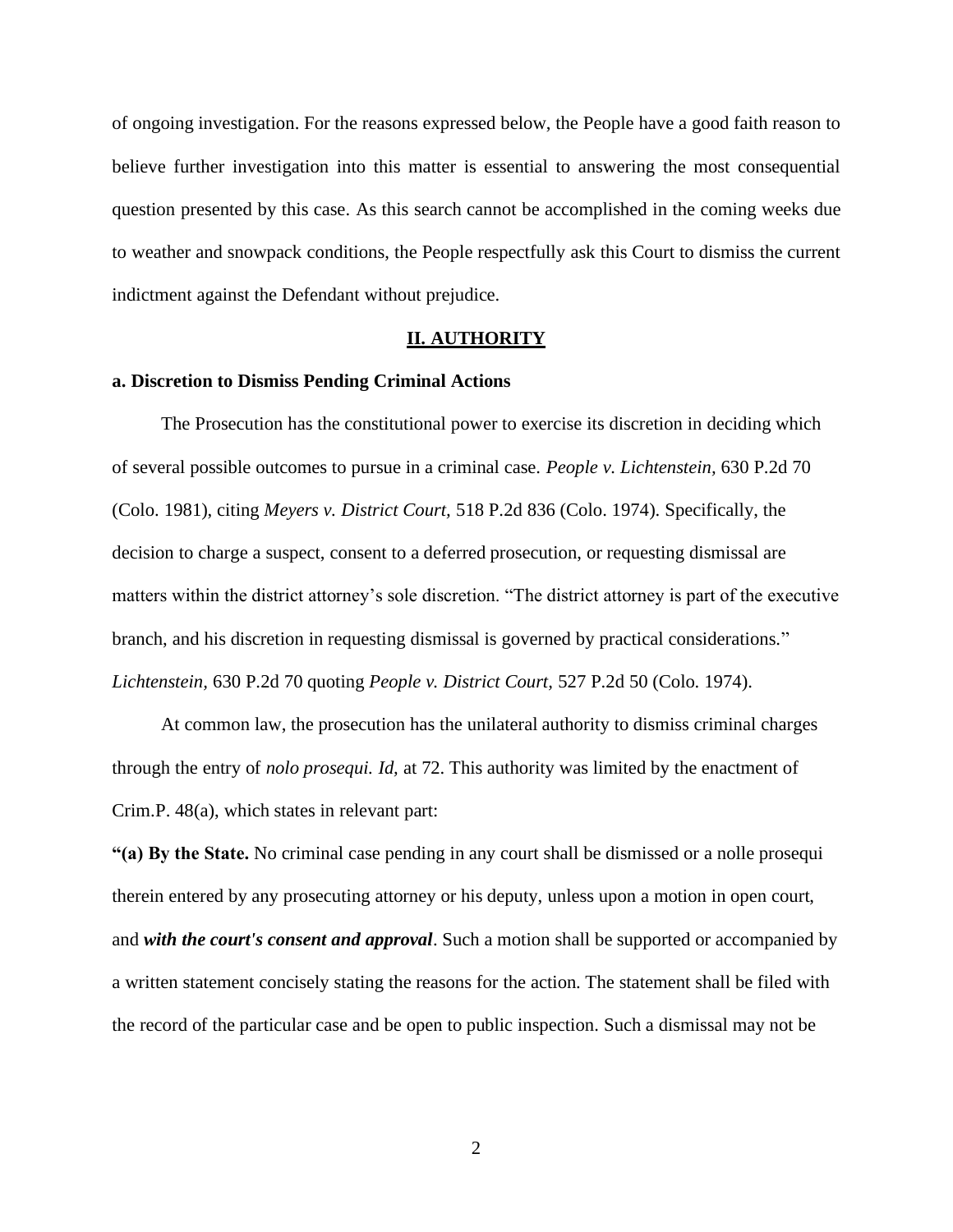of ongoing investigation. For the reasons expressed below, the People have a good faith reason to believe further investigation into this matter is essential to answering the most consequential question presented by this case. As this search cannot be accomplished in the coming weeks due to weather and snowpack conditions, the People respectfully ask this Court to dismiss the current indictment against the Defendant without prejudice.

## <u>II. AUTHORITY</u>

### a. Discretion to Dismiss Pending Criminal Actions

The Prosecution has the constitutional power to exercise its discretion in deciding which of several possible outcomes to pursue in a criminal case. *People v. Lichtenstein,* 630 P.2d 70 (Colo. 1981), citing *Meyers v. District Court,* 518 P.2d 836 (Colo. 1974). Specifically, the decision to charge a suspect, consent to a deferred prosecution, or requesting dismissal are matters within the district attorney's sole discretion. "The district attorney is part of the executive branch, and his discretion in requesting dismissal is governed by practical considerations." *Lichtenstein,* 630 P.2d 70 quoting *People v. District Court,* 527 P.2d 50 (Colo. 1974).

At common law, the prosecution has the unilateral authority to dismiss criminal charges through the entry of *nolo prosequi. Id,* at 72. This authority was limited by the enactment of Crim.P. 48(a), which states in relevant part:

**"(a) By the State.** No criminal case pending in any court shall be dismissed or a nolle prosequi therein entered by any prosecuting attorney or his deputy, unless upon a motion in open court, and ***with the court's consent and approval***. Such a motion shall be supported or accompanied by a written statement concisely stating the reasons for the action. The statement shall be filed with the record of the particular case and be open to public inspection. Such a dismissal may not be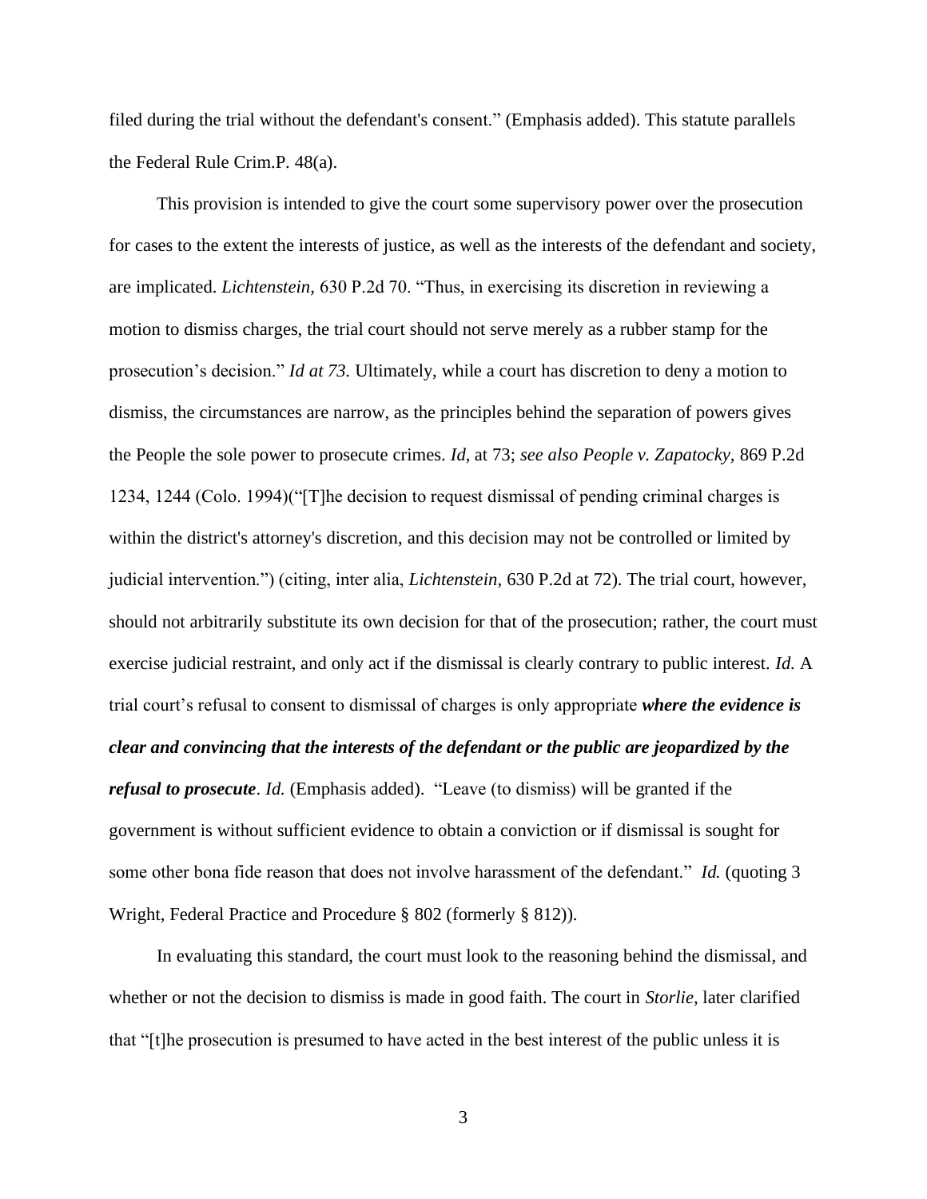filed during the trial without the defendant's consent." (Emphasis added). This statute parallels the Federal Rule Crim.P. 48(a).

This provision is intended to give the court some supervisory power over the prosecution for cases to the extent the interests of justice, as well as the interests of the defendant and society, are implicated. *Lichtenstein,* 630 P.2d 70. "Thus, in exercising its discretion in reviewing a motion to dismiss charges, the trial court should not serve merely as a rubber stamp for the prosecution's decision." *Id at 73.* Ultimately, while a court has discretion to deny a motion to dismiss, the circumstances are narrow, as the principles behind the separation of powers gives the People the sole power to prosecute crimes. *Id*, at 73; *see also People v. Zapatocky,* 869 P.2d 1234, 1244 (Colo. 1994)("[T]he decision to request dismissal of pending criminal charges is within the district's attorney's discretion, and this decision may not be controlled or limited by judicial intervention.") (citing, inter alia, *Lichtenstein,* 630 P.2d at 72). The trial court, however, should not arbitrarily substitute its own decision for that of the prosecution; rather, the court must exercise judicial restraint, and only act if the dismissal is clearly contrary to public interest. *Id.* A trial court's refusal to consent to dismissal of charges is only appropriate ***where the evidence is clear and convincing that the interests of the defendant or the public are jeopardized by the refusal to prosecute***. *Id.* (Emphasis added). "Leave (to dismiss) will be granted if the government is without sufficient evidence to obtain a conviction or if dismissal is sought for some other bona fide reason that does not involve harassment of the defendant." *Id.* (quoting 3 Wright, Federal Practice and Procedure § 802 (formerly § 812)).

In evaluating this standard, the court must look to the reasoning behind the dismissal, and whether or not the decision to dismiss is made in good faith. The court in *Storlie,* later clarified that "[t]he prosecution is presumed to have acted in the best interest of the public unless it is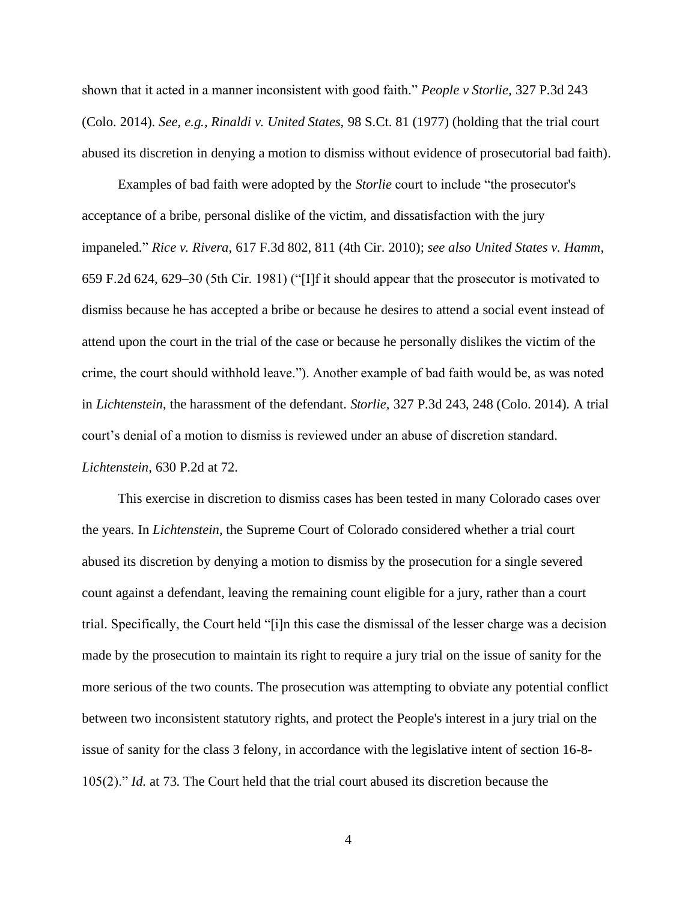shown that it acted in a manner inconsistent with good faith." *People v Storlie,* 327 P.3d 243 (Colo. 2014). *See, e.g., Rinaldi v. United States,* 98 S.Ct. 81 (1977) (holding that the trial court abused its discretion in denying a motion to dismiss without evidence of prosecutorial bad faith).

Examples of bad faith were adopted by the *Storlie* court to include "the prosecutor's acceptance of a bribe, personal dislike of the victim, and dissatisfaction with the jury impaneled." *Rice v. Rivera*, 617 F.3d 802, 811 (4th Cir. 2010); *see also United States v. Hamm*, 659 F.2d 624, 629–30 (5th Cir. 1981) ("[I]f it should appear that the prosecutor is motivated to dismiss because he has accepted a bribe or because he desires to attend a social event instead of attend upon the court in the trial of the case or because he personally dislikes the victim of the crime, the court should withhold leave."). Another example of bad faith would be, as was noted in *Lichtenstein*, the harassment of the defendant. *Storlie,* 327 P.3d 243, 248 (Colo. 2014). A trial court's denial of a motion to dismiss is reviewed under an abuse of discretion standard. *Lichtenstein*, 630 P.2d at 72.

This exercise in discretion to dismiss cases has been tested in many Colorado cases over the years. In *Lichtenstein,* the Supreme Court of Colorado considered whether a trial court abused its discretion by denying a motion to dismiss by the prosecution for a single severed count against a defendant, leaving the remaining count eligible for a jury, rather than a court trial. Specifically, the Court held "[i]n this case the dismissal of the lesser charge was a decision made by the prosecution to maintain its right to require a jury trial on the issue of sanity for the more serious of the two counts. The prosecution was attempting to obviate any potential conflict between two inconsistent statutory rights, and protect the People's interest in a jury trial on the issue of sanity for the class 3 felony, in accordance with the legislative intent of section 16-8-105(2)." *Id.* at 73. The Court held that the trial court abused its discretion because the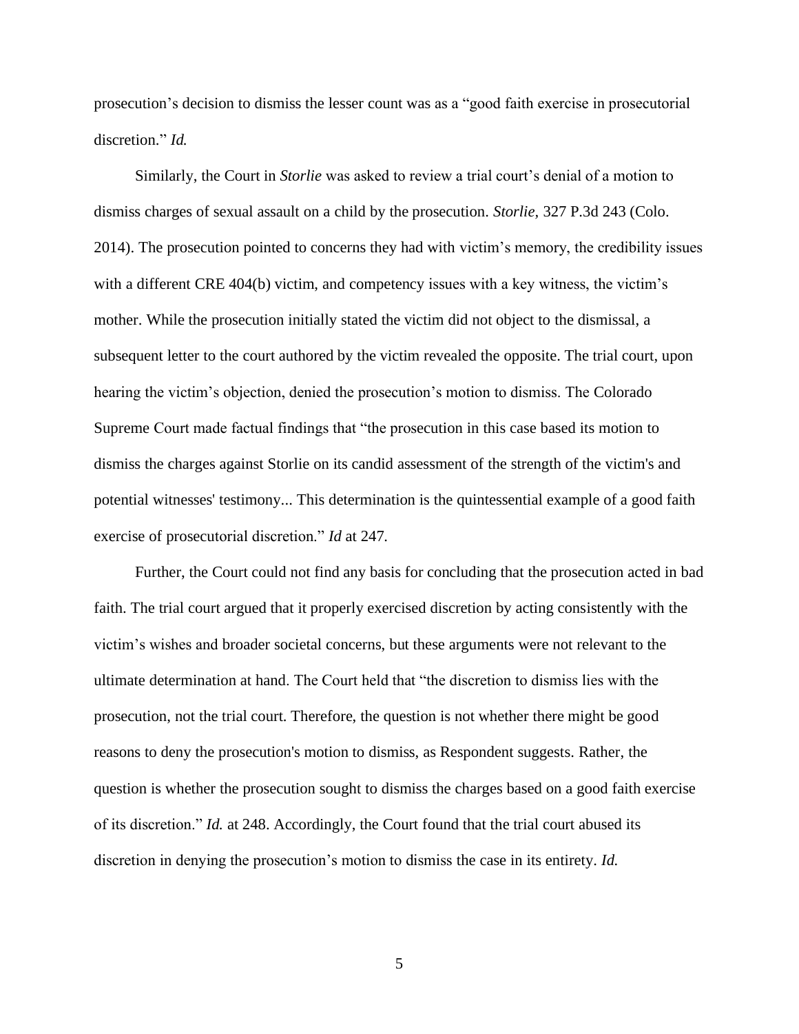prosecution's decision to dismiss the lesser count was as a "good faith exercise in prosecutorial discretion." *Id.*

Similarly, the Court in *Storlie* was asked to review a trial court's denial of a motion to dismiss charges of sexual assault on a child by the prosecution. *Storlie,* 327 P.3d 243 (Colo. 2014). The prosecution pointed to concerns they had with victim's memory, the credibility issues with a different CRE 404(b) victim, and competency issues with a key witness, the victim's mother. While the prosecution initially stated the victim did not object to the dismissal, a subsequent letter to the court authored by the victim revealed the opposite. The trial court, upon hearing the victim's objection, denied the prosecution's motion to dismiss. The Colorado Supreme Court made factual findings that "the prosecution in this case based its motion to dismiss the charges against Storlie on its candid assessment of the strength of the victim's and potential witnesses' testimony... This determination is the quintessential example of a good faith exercise of prosecutorial discretion." *Id* at 247.

Further, the Court could not find any basis for concluding that the prosecution acted in bad faith. The trial court argued that it properly exercised discretion by acting consistently with the victim's wishes and broader societal concerns, but these arguments were not relevant to the ultimate determination at hand. The Court held that "the discretion to dismiss lies with the prosecution, not the trial court. Therefore, the question is not whether there might be good reasons to deny the prosecution's motion to dismiss, as Respondent suggests. Rather, the question is whether the prosecution sought to dismiss the charges based on a good faith exercise of its discretion." *Id.* at 248. Accordingly, the Court found that the trial court abused its discretion in denying the prosecution's motion to dismiss the case in its entirety. *Id.*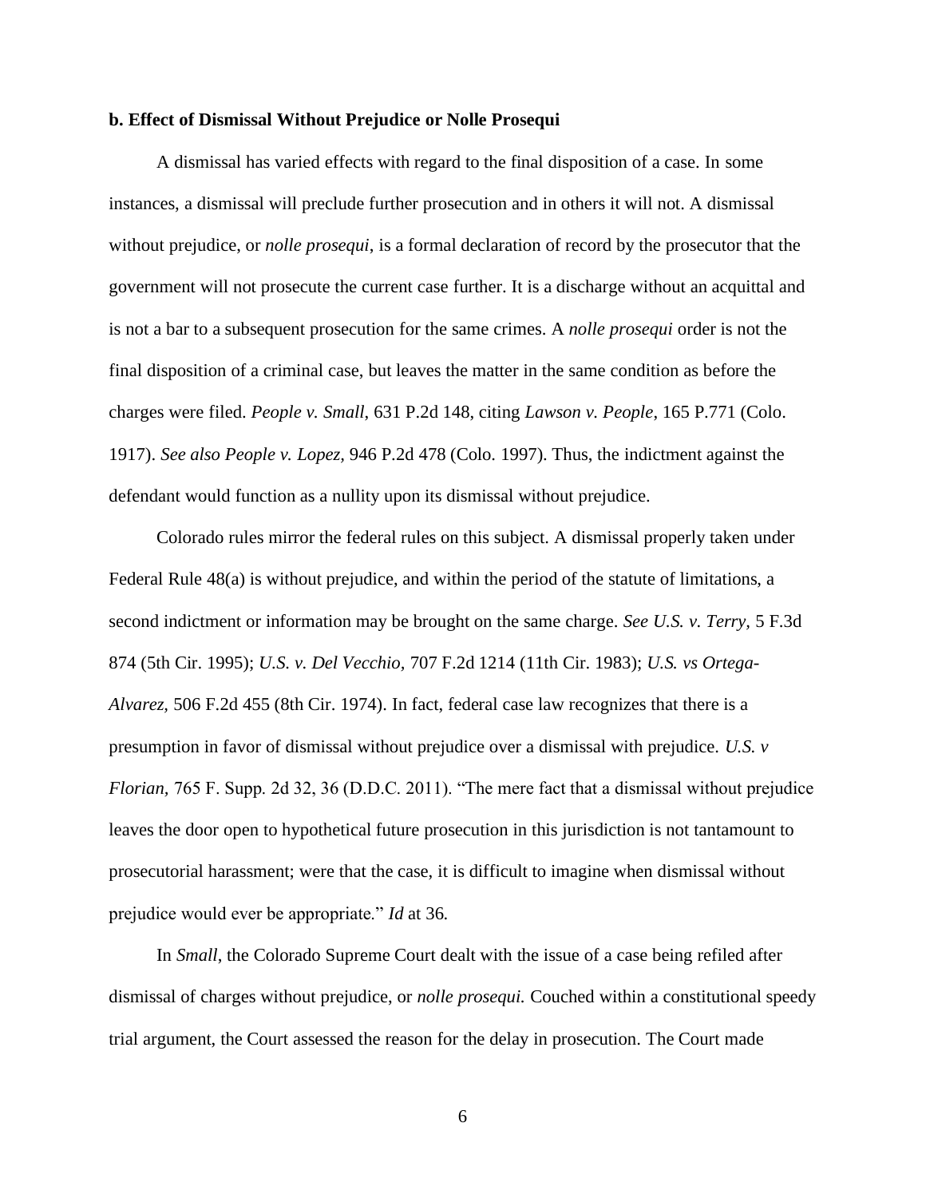**b. Effect of Dismissal Without Prejudice or Nolle Prosequi**

A dismissal has varied effects with regard to the final disposition of a case. In some instances, a dismissal will preclude further prosecution and in others it will not. A dismissal without prejudice, or *nolle prosequi*, is a formal declaration of record by the prosecutor that the government will not prosecute the current case further. It is a discharge without an acquittal and is not a bar to a subsequent prosecution for the same crimes. A *nolle prosequi* order is not the final disposition of a criminal case, but leaves the matter in the same condition as before the charges were filed. *People v. Small*, 631 P.2d 148, citing *Lawson v. People,* 165 P.771 (Colo. 1917). *See also People v. Lopez,* 946 P.2d 478 (Colo. 1997). Thus, the indictment against the defendant would function as a nullity upon its dismissal without prejudice.

Colorado rules mirror the federal rules on this subject. A dismissal properly taken under Federal Rule 48(a) is without prejudice, and within the period of the statute of limitations, a second indictment or information may be brought on the same charge. *See U.S. v. Terry,* 5 F.3d 874 (5th Cir. 1995); *U.S. v. Del Vecchio,* 707 F.2d 1214 (11th Cir. 1983); *U.S. vs Ortega-Alvarez,* 506 F.2d 455 (8th Cir. 1974). In fact, federal case law recognizes that there is a presumption in favor of dismissal without prejudice over a dismissal with prejudice. *U.S. v Florian,* 765 F. Supp. 2d 32, 36 (D.D.C. 2011). "The mere fact that a dismissal without prejudice leaves the door open to hypothetical future prosecution in this jurisdiction is not tantamount to prosecutorial harassment; were that the case, it is difficult to imagine when dismissal without prejudice would ever be appropriate." *Id* at 36.

In *Small*, the Colorado Supreme Court dealt with the issue of a case being refiled after dismissal of charges without prejudice, or *nolle prosequi.* Couched within a constitutional speedy trial argument, the Court assessed the reason for the delay in prosecution. The Court made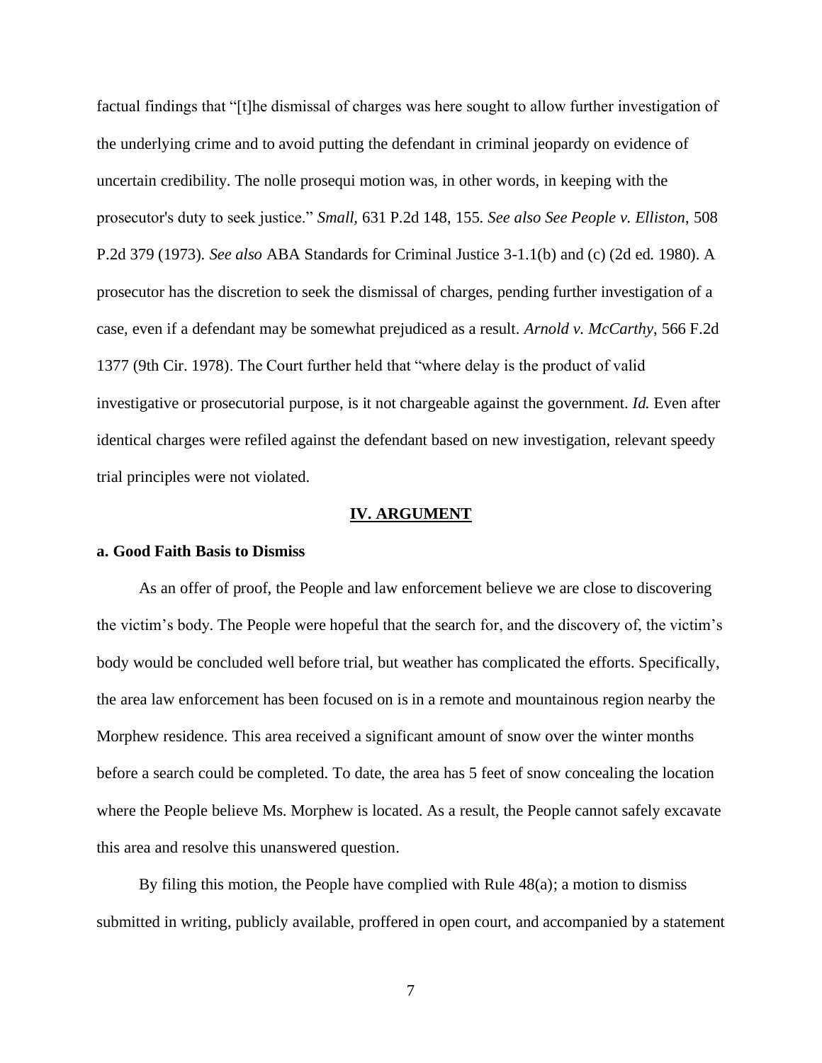factual findings that "[t]he dismissal of charges was here sought to allow further investigation of the underlying crime and to avoid putting the defendant in criminal jeopardy on evidence of uncertain credibility. The nolle prosequi motion was, in other words, in keeping with the prosecutor's duty to seek justice." *Small*, 631 P.2d 148, 155. *See also See People v. Elliston*, 508 P.2d 379 (1973). *See also* ABA Standards for Criminal Justice 3-1.1(b) and (c) (2d ed. 1980). A prosecutor has the discretion to seek the dismissal of charges, pending further investigation of a case, even if a defendant may be somewhat prejudiced as a result. *Arnold v. McCarthy*, 566 F.2d 1377 (9th Cir. 1978). The Court further held that "where delay is the product of valid investigative or prosecutorial purpose, is it not chargeable against the government. *Id.* Even after identical charges were refiled against the defendant based on new investigation, relevant speedy trial principles were not violated.

## IV. ARGUMENT

### a. Good Faith Basis to Dismiss

As an offer of proof, the People and law enforcement believe we are close to discovering the victim's body. The People were hopeful that the search for, and the discovery of, the victim's body would be concluded well before trial, but weather has complicated the efforts. Specifically, the area law enforcement has been focused on is in a remote and mountainous region nearby the Morphew residence. This area received a significant amount of snow over the winter months before a search could be completed. To date, the area has 5 feet of snow concealing the location where the People believe Ms. Morphew is located. As a result, the People cannot safely excavate this area and resolve this unanswered question.

By filing this motion, the People have complied with Rule 48(a); a motion to dismiss submitted in writing, publicly available, proffered in open court, and accompanied by a statement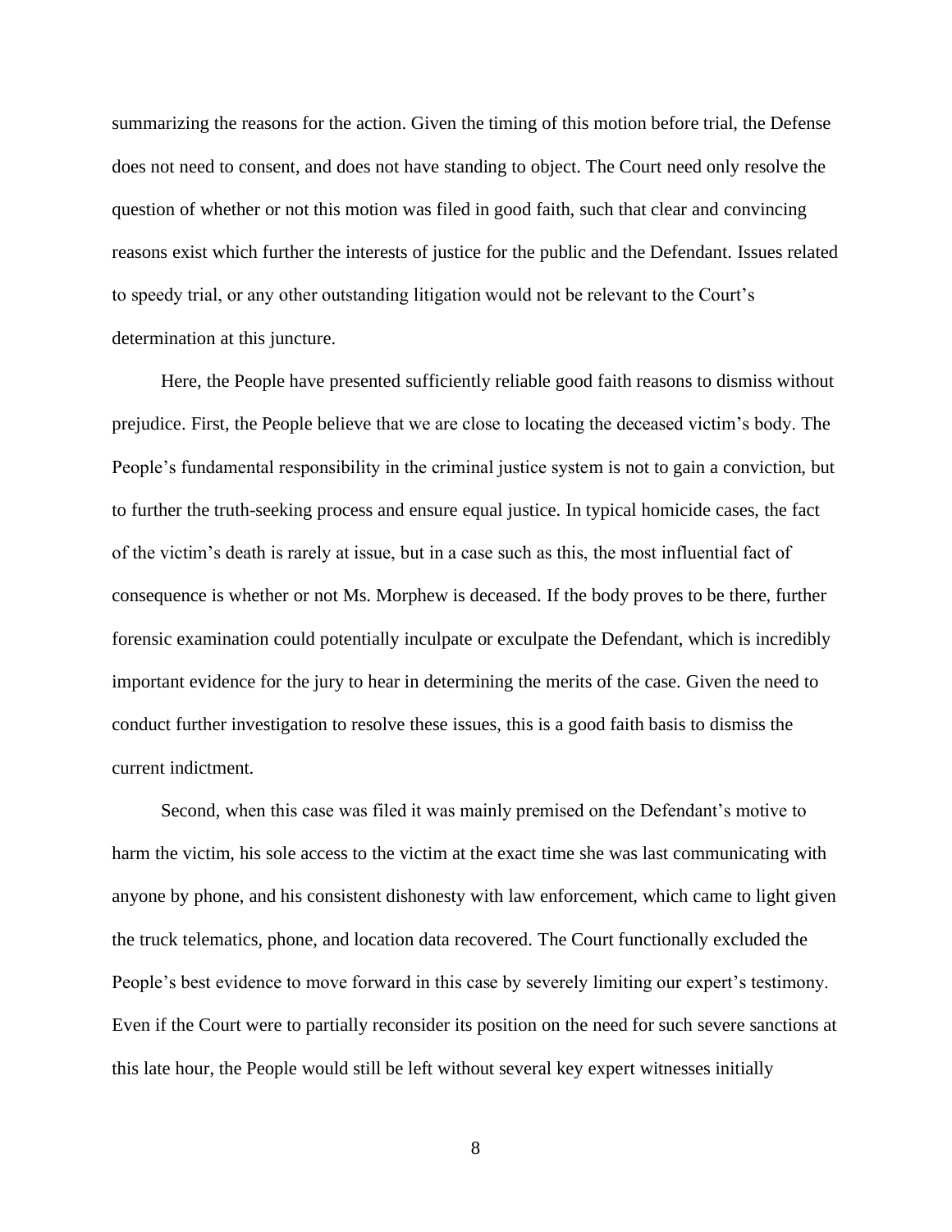summarizing the reasons for the action. Given the timing of this motion before trial, the Defense does not need to consent, and does not have standing to object. The Court need only resolve the question of whether or not this motion was filed in good faith, such that clear and convincing reasons exist which further the interests of justice for the public and the Defendant. Issues related to speedy trial, or any other outstanding litigation would not be relevant to the Court's determination at this juncture.

Here, the People have presented sufficiently reliable good faith reasons to dismiss without prejudice. First, the People believe that we are close to locating the deceased victim's body. The People's fundamental responsibility in the criminal justice system is not to gain a conviction, but to further the truth-seeking process and ensure equal justice. In typical homicide cases, the fact of the victim's death is rarely at issue, but in a case such as this, the most influential fact of consequence is whether or not Ms. Morphew is deceased. If the body proves to be there, further forensic examination could potentially inculpate or exculpate the Defendant, which is incredibly important evidence for the jury to hear in determining the merits of the case. Given the need to conduct further investigation to resolve these issues, this is a good faith basis to dismiss the current indictment.

Second, when this case was filed it was mainly premised on the Defendant's motive to harm the victim, his sole access to the victim at the exact time she was last communicating with anyone by phone, and his consistent dishonesty with law enforcement, which came to light given the truck telematics, phone, and location data recovered. The Court functionally excluded the People's best evidence to move forward in this case by severely limiting our expert's testimony. Even if the Court were to partially reconsider its position on the need for such severe sanctions at this late hour, the People would still be left without several key expert witnesses initially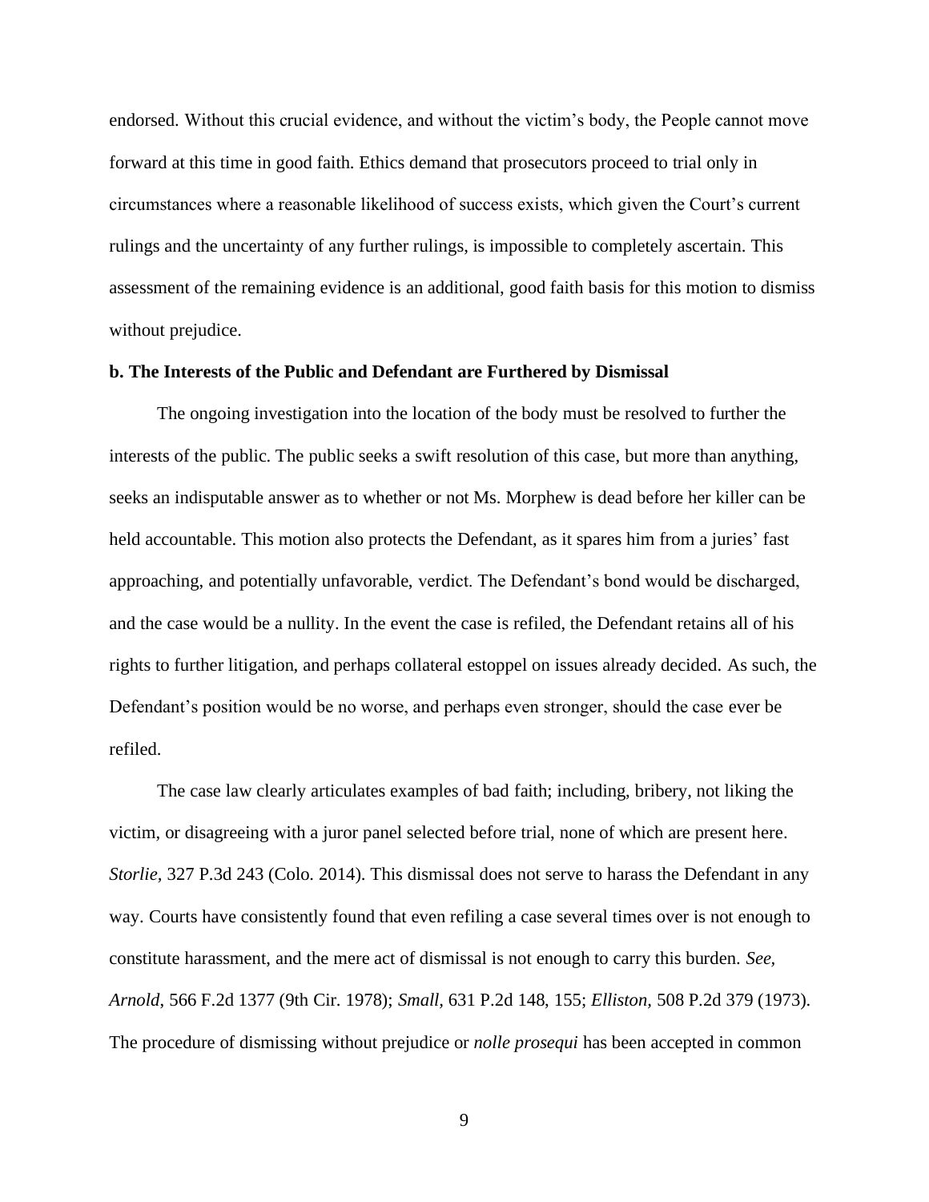endorsed. Without this crucial evidence, and without the victim's body, the People cannot move forward at this time in good faith. Ethics demand that prosecutors proceed to trial only in circumstances where a reasonable likelihood of success exists, which given the Court's current rulings and the uncertainty of any further rulings, is impossible to completely ascertain. This assessment of the remaining evidence is an additional, good faith basis for this motion to dismiss without prejudice.

**b. The Interests of the Public and Defendant are Furthered by Dismissal**

The ongoing investigation into the location of the body must be resolved to further the interests of the public. The public seeks a swift resolution of this case, but more than anything, seeks an indisputable answer as to whether or not Ms. Morphew is dead before her killer can be held accountable. This motion also protects the Defendant, as it spares him from a juries' fast approaching, and potentially unfavorable, verdict. The Defendant's bond would be discharged, and the case would be a nullity. In the event the case is refiled, the Defendant retains all of his rights to further litigation, and perhaps collateral estoppel on issues already decided. As such, the Defendant's position would be no worse, and perhaps even stronger, should the case ever be refiled.

The case law clearly articulates examples of bad faith; including, bribery, not liking the victim, or disagreeing with a juror panel selected before trial, none of which are present here. *Storlie,* 327 P.3d 243 (Colo. 2014). This dismissal does not serve to harass the Defendant in any way. Courts have consistently found that even refiling a case several times over is not enough to constitute harassment, and the mere act of dismissal is not enough to carry this burden. *See, Arnold*, 566 F.2d 1377 (9th Cir. 1978); *Small,* 631 P.2d 148, 155; *Elliston,* 508 P.2d 379 (1973). The procedure of dismissing without prejudice or *nolle prosequi* has been accepted in common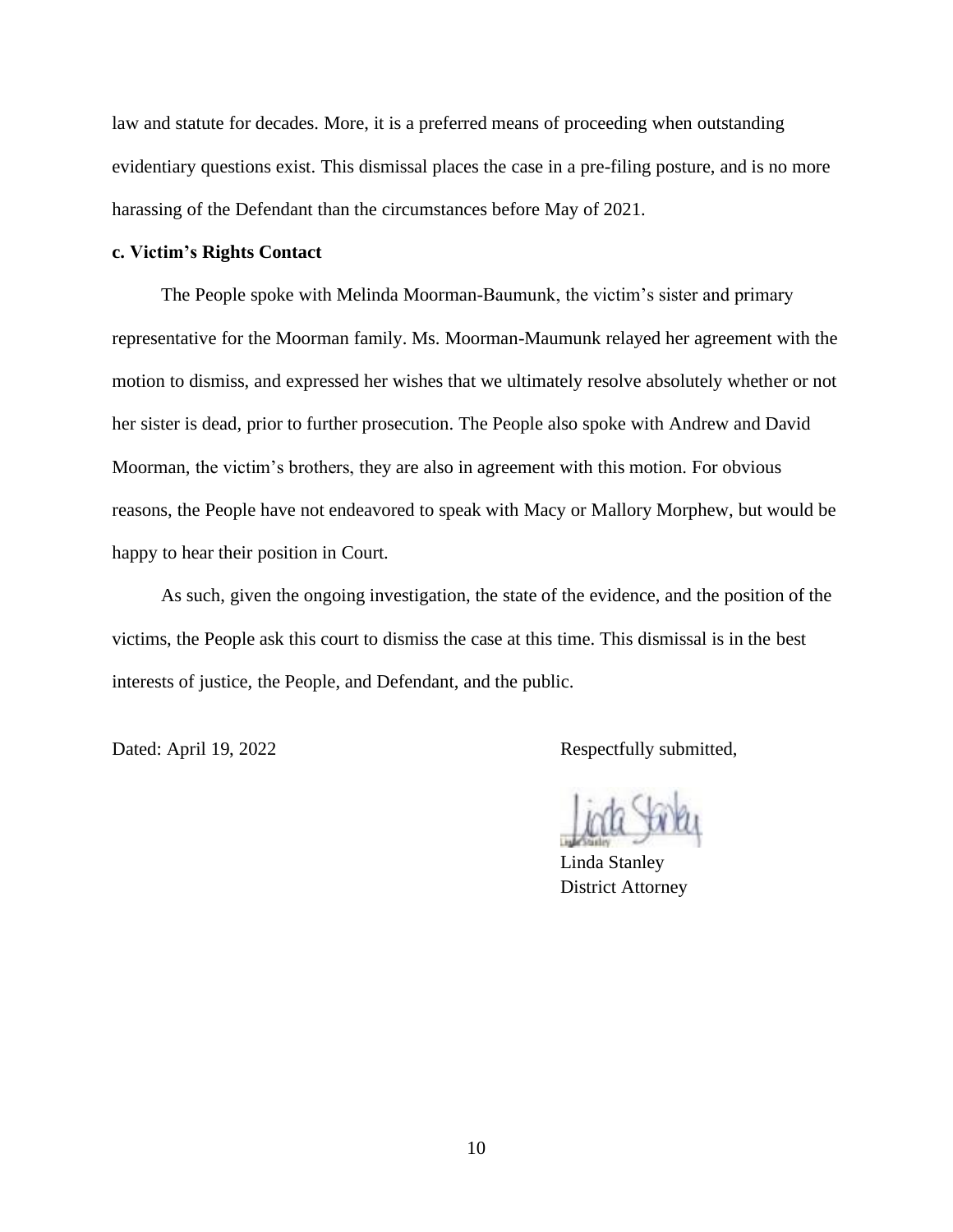law and statute for decades. More, it is a preferred means of proceeding when outstanding evidentiary questions exist. This dismissal places the case in a pre-filing posture, and is no more harassing of the Defendant than the circumstances before May of 2021.

**c. Victim's Rights Contact**

The People spoke with Melinda Moorman-Baumunk, the victim's sister and primary representative for the Moorman family. Ms. Moorman-Maumunk relayed her agreement with the motion to dismiss, and expressed her wishes that we ultimately resolve absolutely whether or not her sister is dead, prior to further prosecution. The People also spoke with Andrew and David Moorman, the victim's brothers, they are also in agreement with this motion. For obvious reasons, the People have not endeavored to speak with Macy or Mallory Morphew, but would be happy to hear their position in Court.

As such, given the ongoing investigation, the state of the evidence, and the position of the victims, the People ask this court to dismiss the case at this time. This dismissal is in the best interests of justice, the People, and Defendant, and the public.

Dated: April 19, 2022

Respectfully submitted,

Linda Stanley
District Attorney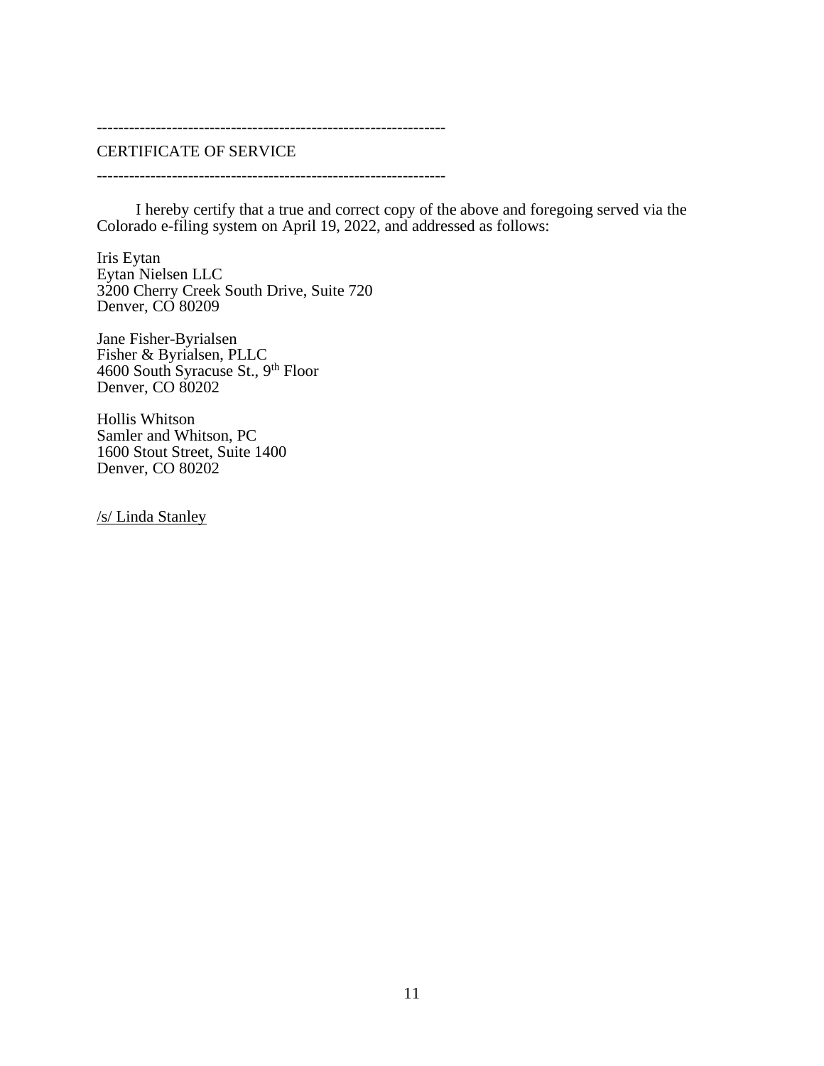-----------------------------------------------------------------

CERTIFICATE OF SERVICE

-----------------------------------------------------------------

I hereby certify that a true and correct copy of the above and foregoing served via the Colorado e-filing system on April 19, 2022, and addressed as follows:

Iris Eytan
Eytan Nielsen LLC
3200 Cherry Creek South Drive, Suite 720
Denver, CO 80209

Jane Fisher-Byrialsen
Fisher & Byrialsen, PLLC
4600 South Syracuse St., 9th Floor
Denver, CO 80202

Hollis Whitson
Samler and Whitson, PC
1600 Stout Street, Suite 1400
Denver, CO 80202

/s/ Linda Stanley